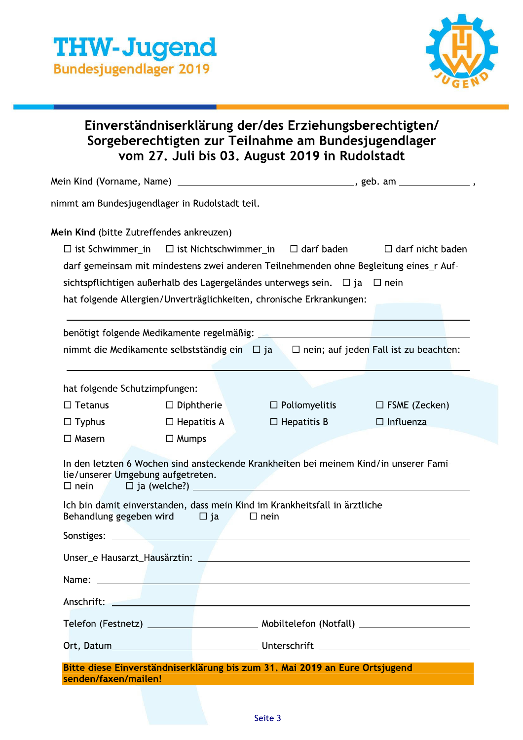**THW-Jugend**
**Bundesjugendlager 2019**

# Einverständniserklärung der/des Erziehungsberechtigten/ Sorgeberechtigten zur Teilnahme am Bundesjugendlager vom 27. Juli bis 03. August 2019 in Rudolstadt

Mein Kind (Vorname, Name) ________________________________, geb. am ______________ ,

nimmt am Bundesjugendlager in Rudolstadt teil.

**Mein Kind** (bitte Zutreffendes ankreuzen)

☐ ist Schwimmer_in ☐ ist Nichtschwimmer_in ☐ darf baden ☐ darf nicht baden

darf gemeinsam mit mindestens zwei anderen Teilnehmenden ohne Begleitung eines_r Aufsichtspflichtigen außerhalb des Lagergeländes unterwegs sein. ☐ ja ☐ nein

hat folgende Allergien/Unverträglichkeiten, chronische Erkrankungen:

______________________________________________________________________

benötigt folgende Medikamente regelmäßig: ______________________________

nimmt die Medikamente selbstständig ein ☐ ja ☐ nein; auf jeden Fall ist zu beachten:

______________________________________________________________________

hat folgende Schutzimpfungen:

☐ Tetanus ☐ Diphtherie ☐ Poliomyelitis ☐ FSME (Zecken)

☐ Typhus ☐ Hepatitis A ☐ Hepatitis B ☐ Influenza

☐ Masern ☐ Mumps

In den letzten 6 Wochen sind ansteckende Krankheiten bei meinem Kind/in unserer Familie/unserer Umgebung aufgetreten.
☐ nein ☐ ja (welche?) ______________________________

Ich bin damit einverstanden, dass mein Kind im Krankheitsfall in ärztliche Behandlung gegeben wird ☐ ja ☐ nein

Sonstiges: ______________________________

Unser_e Hausarzt_Hausärztin: ______________________________

Name: ______________________________

Anschrift: ______________________________

Telefon (Festnetz) ____________________ Mobiltelefon (Notfall) ____________________

Ort, Datum____________________ Unterschrift ____________________

**Bitte diese Einverständniserklärung bis zum 31. Mai 2019 an Eure Ortsjugend senden/faxen/mailen!**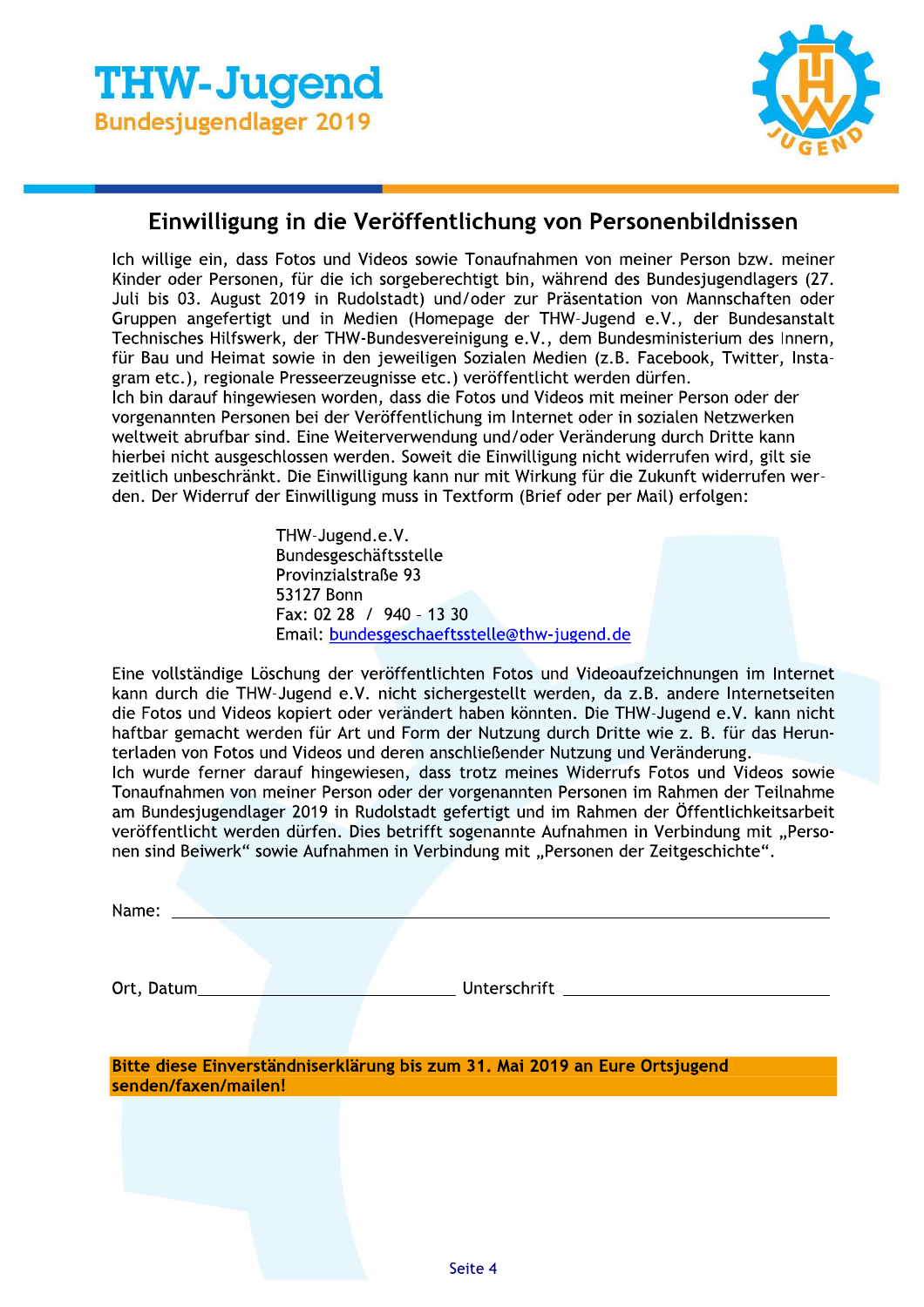**THW-Jugend**
**Bundesjugendlager 2019**

## Einwilligung in die Veröffentlichung von Personenbildnissen

Ich willige ein, dass Fotos und Videos sowie Tonaufnahmen von meiner Person bzw. meiner Kinder oder Personen, für die ich sorgeberechtigt bin, während des Bundesjugendlagers (27. Juli bis 03. August 2019 in Rudolstadt) und/oder zur Präsentation von Mannschaften oder Gruppen angefertigt und in Medien (Homepage der THW-Jugend e.V., der Bundesanstalt Technisches Hilfswerk, der THW-Bundesvereinigung e.V., dem Bundesministerium des Innern, für Bau und Heimat sowie in den jeweiligen Sozialen Medien (z.B. Facebook, Twitter, Instagram etc.), regionale Presseerzeugnisse etc.) veröffentlicht werden dürfen.
Ich bin darauf hingewiesen worden, dass die Fotos und Videos mit meiner Person oder der vorgenannten Personen bei der Veröffentlichung im Internet oder in sozialen Netzwerken weltweit abrufbar sind. Eine Weiterverwendung und/oder Veränderung durch Dritte kann hierbei nicht ausgeschlossen werden. Soweit die Einwilligung nicht widerrufen wird, gilt sie zeitlich unbeschränkt. Die Einwilligung kann nur mit Wirkung für die Zukunft widerrufen werden. Der Widerruf der Einwilligung muss in Textform (Brief oder per Mail) erfolgen:

THW-Jugend.e.V.
Bundesgeschäftsstelle
Provinzialstraße 93
53127 Bonn
Fax: 02 28 / 940 – 13 30
Email: bundesgeschaeftsstelle@thw-jugend.de

Eine vollständige Löschung der veröffentlichten Fotos und Videoaufzeichnungen im Internet kann durch die THW-Jugend e.V. nicht sichergestellt werden, da z.B. andere Internetseiten die Fotos und Videos kopiert oder verändert haben könnten. Die THW-Jugend e.V. kann nicht haftbar gemacht werden für Art und Form der Nutzung durch Dritte wie z. B. für das Herunterladen von Fotos und Videos und deren anschließender Nutzung und Veränderung.
Ich wurde ferner darauf hingewiesen, dass trotz meines Widerrufs Fotos und Videos sowie Tonaufnahmen von meiner Person oder der vorgenannten Personen im Rahmen der Teilnahme am Bundesjugendlager 2019 in Rudolstadt gefertigt und im Rahmen der Öffentlichkeitsarbeit veröffentlicht werden dürfen. Dies betrifft sogenannte Aufnahmen in Verbindung mit „Personen sind Beiwerk" sowie Aufnahmen in Verbindung mit „Personen der Zeitgeschichte".

Name: ____________________________________________

Ort, Datum ______________________ Unterschrift ______________________

**Bitte diese Einverständniserklärung bis zum 31. Mai 2019 an Eure Ortsjugend senden/faxen/mailen!**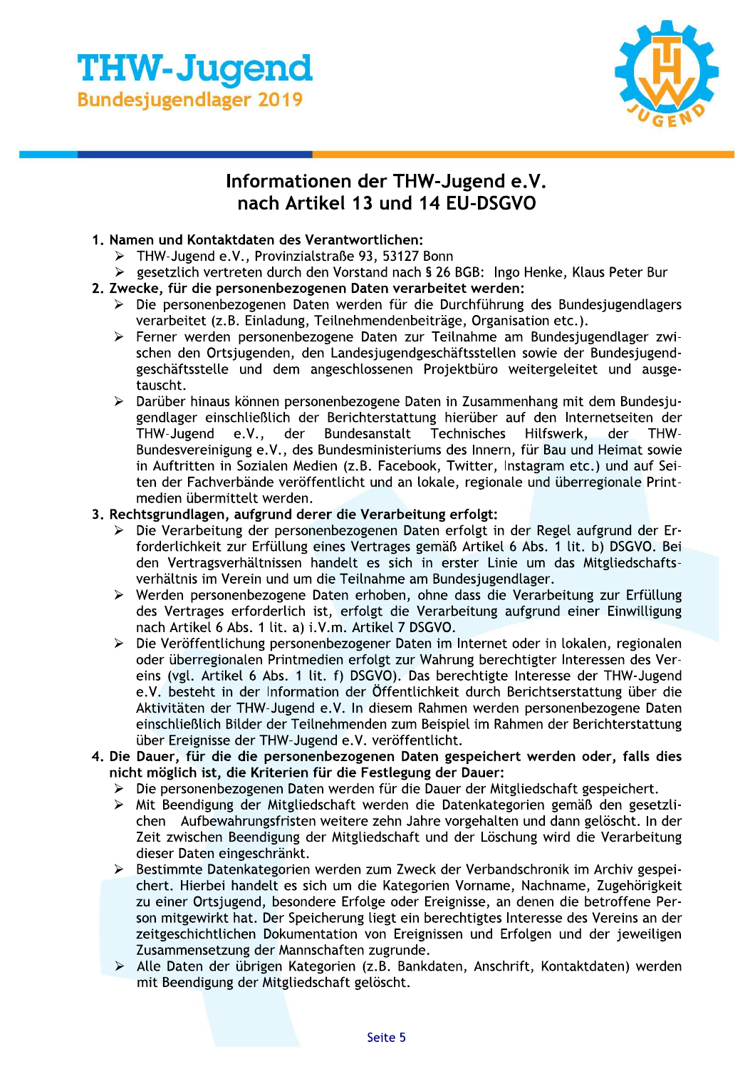# THW-Jugend
## Bundesjugendlager 2019

## Informationen der THW-Jugend e.V. nach Artikel 13 und 14 EU-DSGVO

1. **Namen und Kontaktdaten des Verantwortlichen:**
   - THW-Jugend e.V., Provinzialstraße 93, 53127 Bonn
   - gesetzlich vertreten durch den Vorstand nach § 26 BGB: Ingo Henke, Klaus Peter Bur
2. **Zwecke, für die personenbezogenen Daten verarbeitet werden:**
   - Die personenbezogenen Daten werden für die Durchführung des Bundesjugendlagers verarbeitet (z.B. Einladung, Teilnehmendenbeiträge, Organisation etc.).
   - Ferner werden personenbezogene Daten zur Teilnahme am Bundesjugendlager zwischen den Ortsjugenden, den Landesjugendgeschäftsstellen sowie der Bundesjugendgeschäftsstelle und dem angeschlossenen Projektbüro weitergeleitet und ausgetauscht.
   - Darüber hinaus können personenbezogene Daten in Zusammenhang mit dem Bundesjugendlager einschließlich der Berichterstattung hierüber auf den Internetseiten der THW-Jugend e.V., der Bundesanstalt Technisches Hilfswerk, der THW-Bundesvereinigung e.V., des Bundesministeriums des Innern, für Bau und Heimat sowie in Auftritten in Sozialen Medien (z.B. Facebook, Twitter, Instagram etc.) und auf Seiten der Fachverbände veröffentlicht und an lokale, regionale und überregionale Printmedien übermittelt werden.
3. **Rechtsgrundlagen, aufgrund derer die Verarbeitung erfolgt:**
   - Die Verarbeitung der personenbezogenen Daten erfolgt in der Regel aufgrund der Erforderlichkeit zur Erfüllung eines Vertrages gemäß Artikel 6 Abs. 1 lit. b) DSGVO. Bei den Vertragsverhältnissen handelt es sich in erster Linie um das Mitgliedschaftsverhältnis im Verein und um die Teilnahme am Bundesjugendlager.
   - Werden personenbezogene Daten erhoben, ohne dass die Verarbeitung zur Erfüllung des Vertrages erforderlich ist, erfolgt die Verarbeitung aufgrund einer Einwilligung nach Artikel 6 Abs. 1 lit. a) i.V.m. Artikel 7 DSGVO.
   - Die Veröffentlichung personenbezogener Daten im Internet oder in lokalen, regionalen oder überregionalen Printmedien erfolgt zur Wahrung berechtigter Interessen des Vereins (vgl. Artikel 6 Abs. 1 lit. f) DSGVO). Das berechtigte Interesse der THW-Jugend e.V. besteht in der Information der Öffentlichkeit durch Berichtserstattung über die Aktivitäten der THW-Jugend e.V. In diesem Rahmen werden personenbezogene Daten einschließlich Bilder der Teilnehmenden zum Beispiel im Rahmen der Berichterstattung über Ereignisse der THW-Jugend e.V. veröffentlicht.
4. **Die Dauer, für die die personenbezogenen Daten gespeichert werden oder, falls dies nicht möglich ist, die Kriterien für die Festlegung der Dauer:**
   - Die personenbezogenen Daten werden für die Dauer der Mitgliedschaft gespeichert.
   - Mit Beendigung der Mitgliedschaft werden die Datenkategorien gemäß den gesetzlichen Aufbewahrungsfristen weitere zehn Jahre vorgehalten und dann gelöscht. In der Zeit zwischen Beendigung der Mitgliedschaft und der Löschung wird die Verarbeitung dieser Daten eingeschränkt.
   - Bestimmte Datenkategorien werden zum Zweck der Verbandschronik im Archiv gespeichert. Hierbei handelt es sich um die Kategorien Vorname, Nachname, Zugehörigkeit zu einer Ortsjugend, besondere Erfolge oder Ereignisse, an denen die betroffene Person mitgewirkt hat. Der Speicherung liegt ein berechtigtes Interesse des Vereins an der zeitgeschichtlichen Dokumentation von Ereignissen und Erfolgen und der jeweiligen Zusammensetzung der Mannschaften zugrunde.
   - Alle Daten der übrigen Kategorien (z.B. Bankdaten, Anschrift, Kontaktdaten) werden mit Beendigung der Mitgliedschaft gelöscht.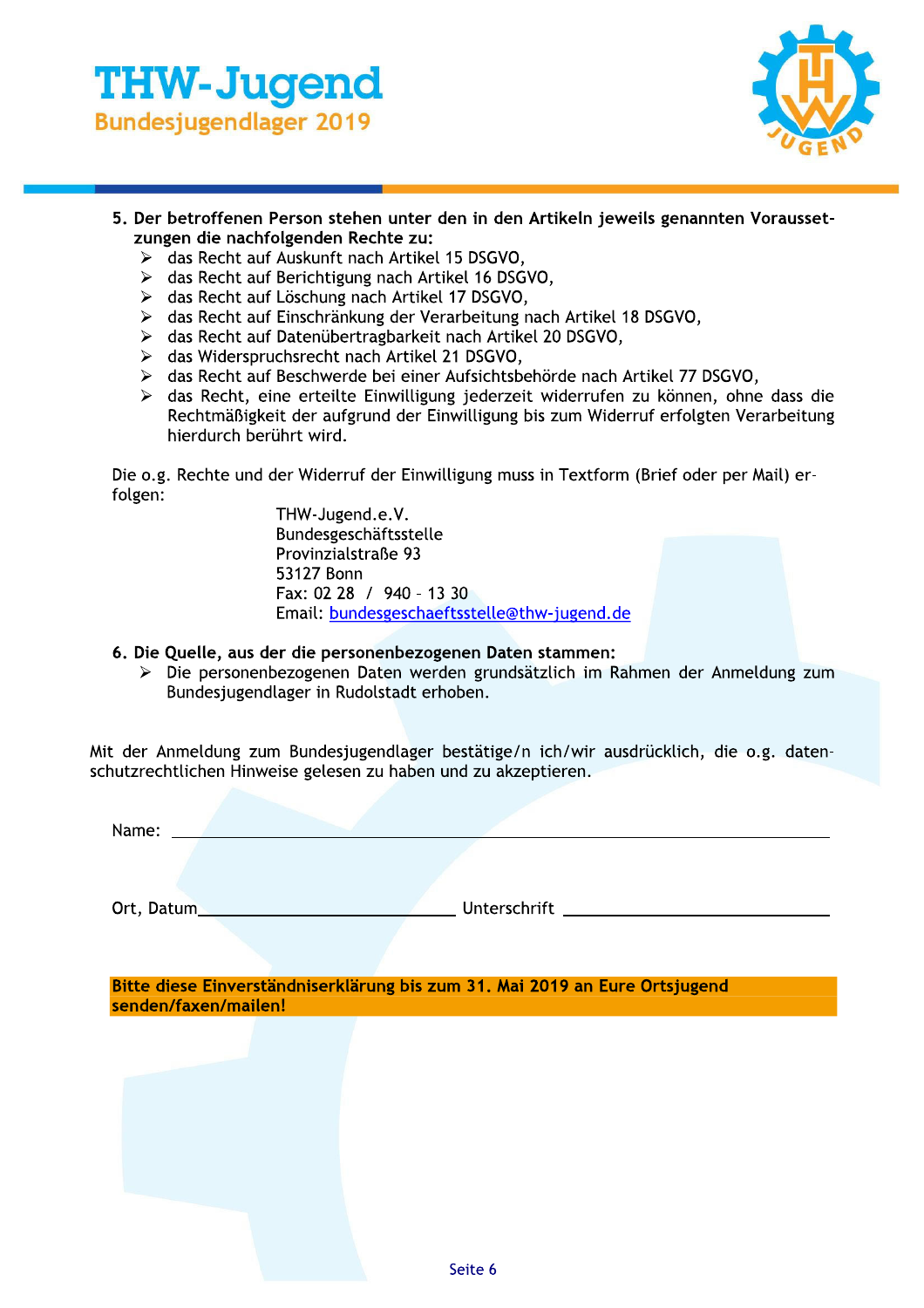**5. Der betroffenen Person stehen unter den in den Artikeln jeweils genannten Voraussetzungen die nachfolgenden Rechte zu:**

- das Recht auf Auskunft nach Artikel 15 DSGVO,
- das Recht auf Berichtigung nach Artikel 16 DSGVO,
- das Recht auf Löschung nach Artikel 17 DSGVO,
- das Recht auf Einschränkung der Verarbeitung nach Artikel 18 DSGVO,
- das Recht auf Datenübertragbarkeit nach Artikel 20 DSGVO,
- das Widerspruchsrecht nach Artikel 21 DSGVO,
- das Recht auf Beschwerde bei einer Aufsichtsbehörde nach Artikel 77 DSGVO,
- das Recht, eine erteilte Einwilligung jederzeit widerrufen zu können, ohne dass die Rechtmäßigkeit der aufgrund der Einwilligung bis zum Widerruf erfolgten Verarbeitung hierdurch berührt wird.

Die o.g. Rechte und der Widerruf der Einwilligung muss in Textform (Brief oder per Mail) erfolgen:

THW-Jugend.e.V.
Bundesgeschäftsstelle
Provinzialstraße 93
53127 Bonn
Fax: 02 28 / 940 – 13 30
Email: bundesgeschaeftsstelle@thw-jugend.de

**6. Die Quelle, aus der die personenbezogenen Daten stammen:**

- Die personenbezogenen Daten werden grundsätzlich im Rahmen der Anmeldung zum Bundesjugendlager in Rudolstadt erhoben.

Mit der Anmeldung zum Bundesjugendlager bestätige/n ich/wir ausdrücklich, die o.g. datenschutzrechtlichen Hinweise gelesen zu haben und zu akzeptieren.

Name: \_\_\_\_\_\_\_\_\_\_\_\_\_\_\_\_\_\_\_\_\_\_\_\_\_\_\_\_\_\_\_\_\_\_\_\_\_\_\_\_\_\_\_\_\_\_\_\_

Ort, Datum\_\_\_\_\_\_\_\_\_\_\_\_\_\_\_\_\_\_\_\_\_\_\_\_ Unterschrift \_\_\_\_\_\_\_\_\_\_\_\_\_\_\_\_\_\_\_\_\_\_\_\_

**Bitte diese Einverständniserklärung bis zum 31. Mai 2019 an Eure Ortsjugend senden/faxen/mailen!**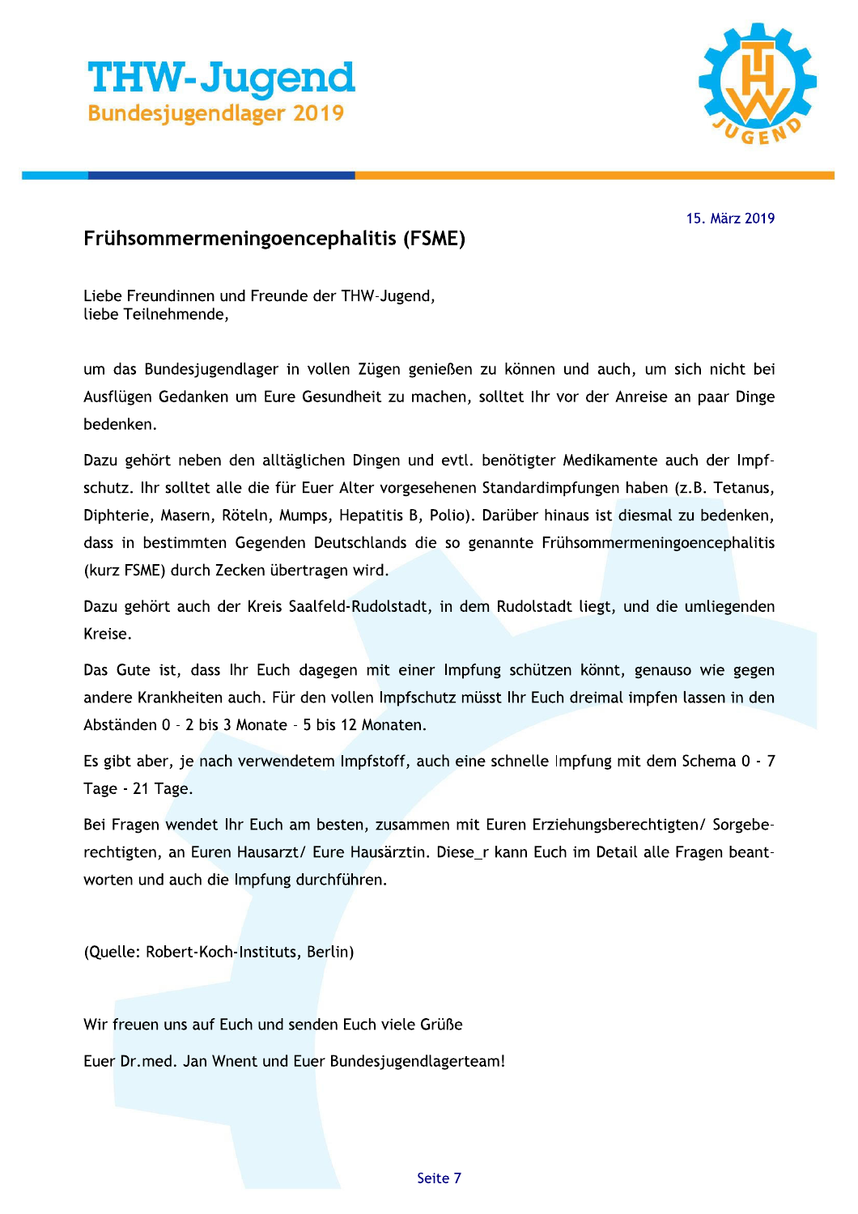# THW-Jugend

**Bundesjugendlager 2019**

15. März 2019

## Frühsommermeningoencephalitis (FSME)

Liebe Freundinnen und Freunde der THW-Jugend,
liebe Teilnehmende,

um das Bundesjugendlager in vollen Zügen genießen zu können und auch, um sich nicht bei Ausflügen Gedanken um Eure Gesundheit zu machen, solltet Ihr vor der Anreise an paar Dinge bedenken.

Dazu gehört neben den alltäglichen Dingen und evtl. benötigter Medikamente auch der Impfschutz. Ihr solltet alle die für Euer Alter vorgesehenen Standardimpfungen haben (z.B. Tetanus, Diphterie, Masern, Röteln, Mumps, Hepatitis B, Polio). Darüber hinaus ist diesmal zu bedenken, dass in bestimmten Gegenden Deutschlands die so genannte Frühsommermeningoencephalitis (kurz FSME) durch Zecken übertragen wird.

Dazu gehört auch der Kreis Saalfeld-Rudolstadt, in dem Rudolstadt liegt, und die umliegenden Kreise.

Das Gute ist, dass Ihr Euch dagegen mit einer Impfung schützen könnt, genauso wie gegen andere Krankheiten auch. Für den vollen Impfschutz müsst Ihr Euch dreimal impfen lassen in den Abständen 0 - 2 bis 3 Monate - 5 bis 12 Monaten.

Es gibt aber, je nach verwendetem Impfstoff, auch eine schnelle Impfung mit dem Schema 0 - 7 Tage - 21 Tage.

Bei Fragen wendet Ihr Euch am besten, zusammen mit Euren Erziehungsberechtigten/ Sorgeberechtigten, an Euren Hausarzt/ Eure Hausärztin. Diese_r kann Euch im Detail alle Fragen beantworten und auch die Impfung durchführen.

(Quelle: Robert-Koch-Instituts, Berlin)

Wir freuen uns auf Euch und senden Euch viele Grüße

Euer Dr.med. Jan Wnent und Euer Bundesjugendlagerteam!